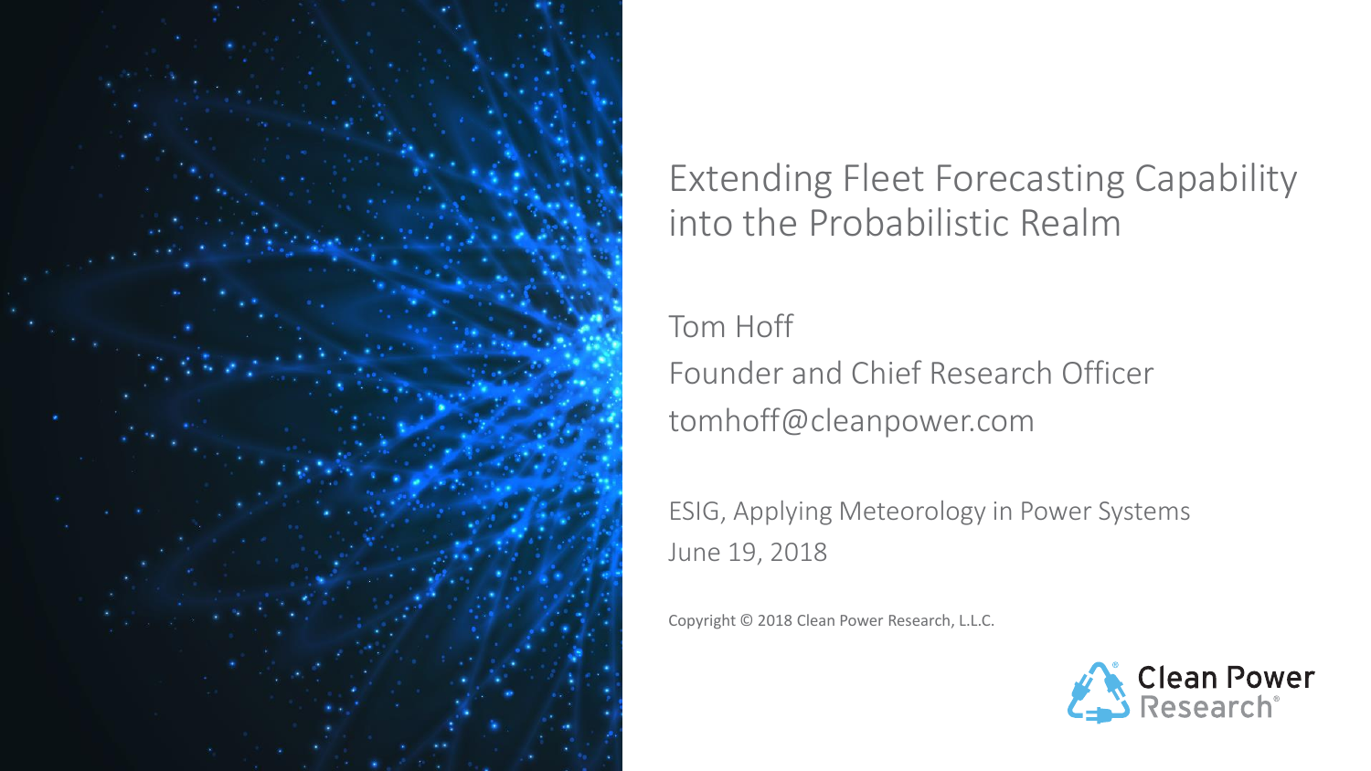# Extending Fleet Forecasting Capability into the Probabilistic Realm

Tom Hoff

Founder and Chief Research Officer

tomhoff@cleanpower.com

ESIG, Applying Meteorology in Power Systems

June 19, 2018

Copyright © 2018 Clean Power Research, L.L.C.

Clean Power Research®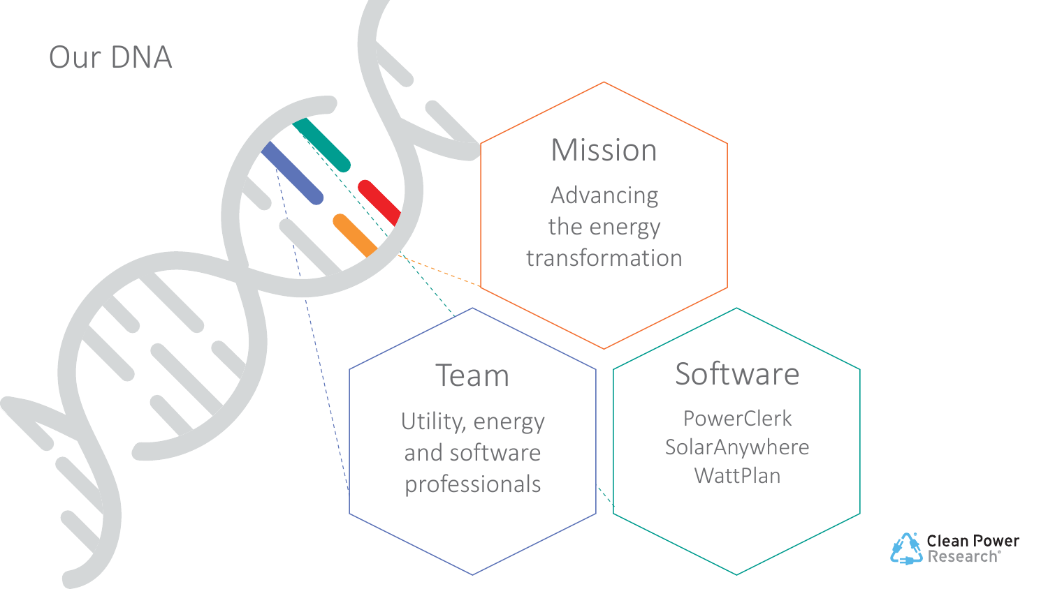# Our DNA

## Mission

Advancing the energy transformation

## Team

Utility, energy and software professionals

## Software

PowerClerk
SolarAnywhere
WattPlan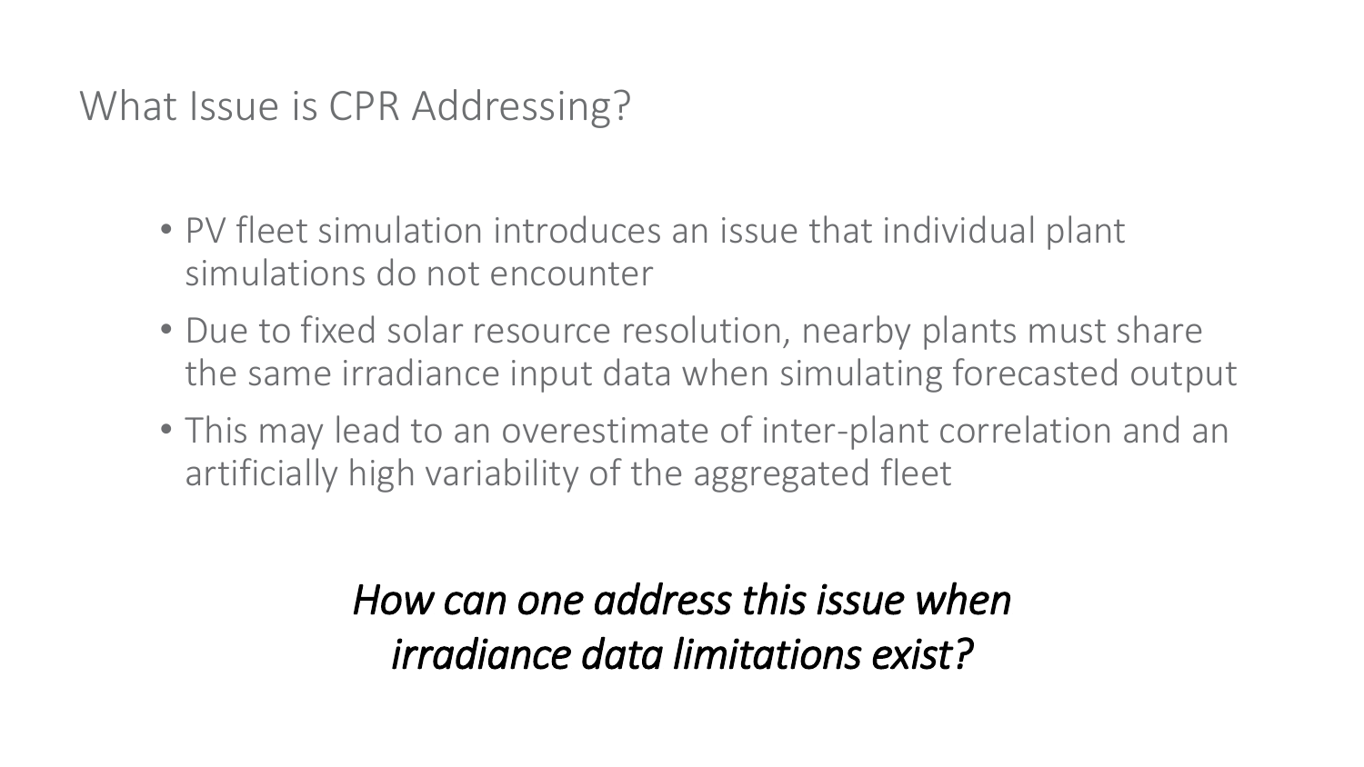# What Issue is CPR Addressing?

- PV fleet simulation introduces an issue that individual plant simulations do not encounter
- Due to fixed solar resource resolution, nearby plants must share the same irradiance input data when simulating forecasted output
- This may lead to an overestimate of inter-plant correlation and an artificially high variability of the aggregated fleet

*How can one address this issue when irradiance data limitations exist?*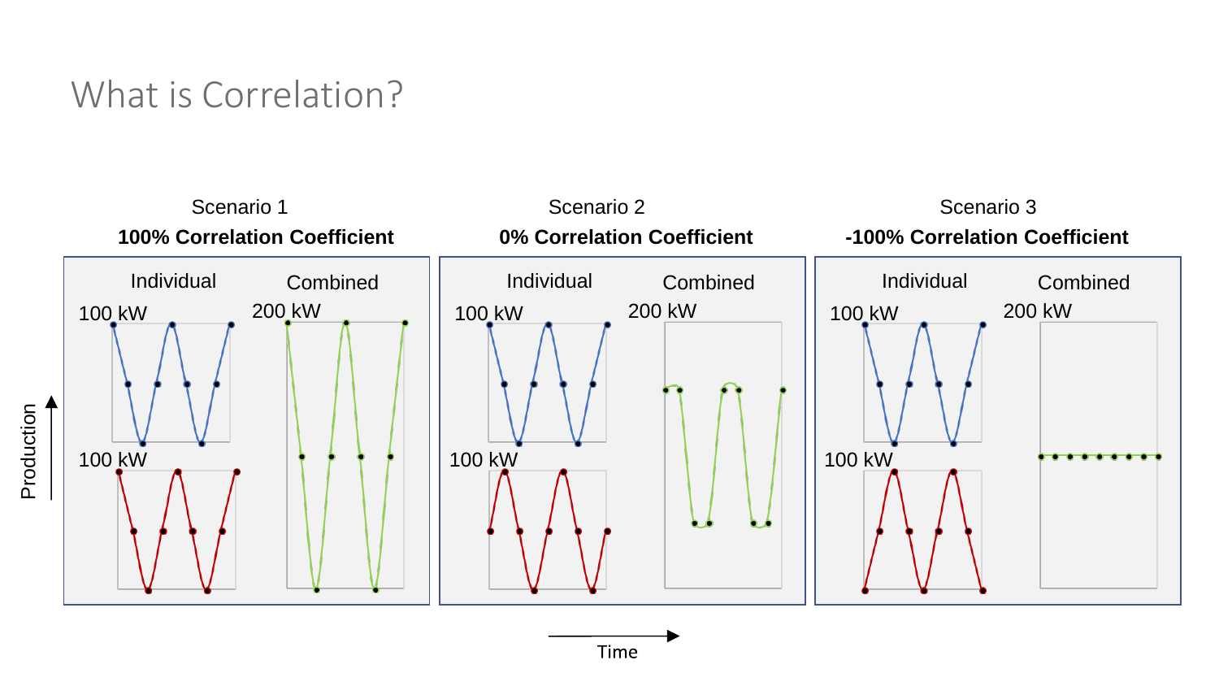# What is Correlation?

Scenario 1

**100% Correlation Coefficient**

Individual

100 kW

100 kW

Combined

200 kW

Scenario 2

**0% Correlation Coefficient**

Individual

100 kW

100 kW

Combined

200 kW

Scenario 3

**-100% Correlation Coefficient**

Individual

100 kW

100 kW

Combined

200 kW

Production

Time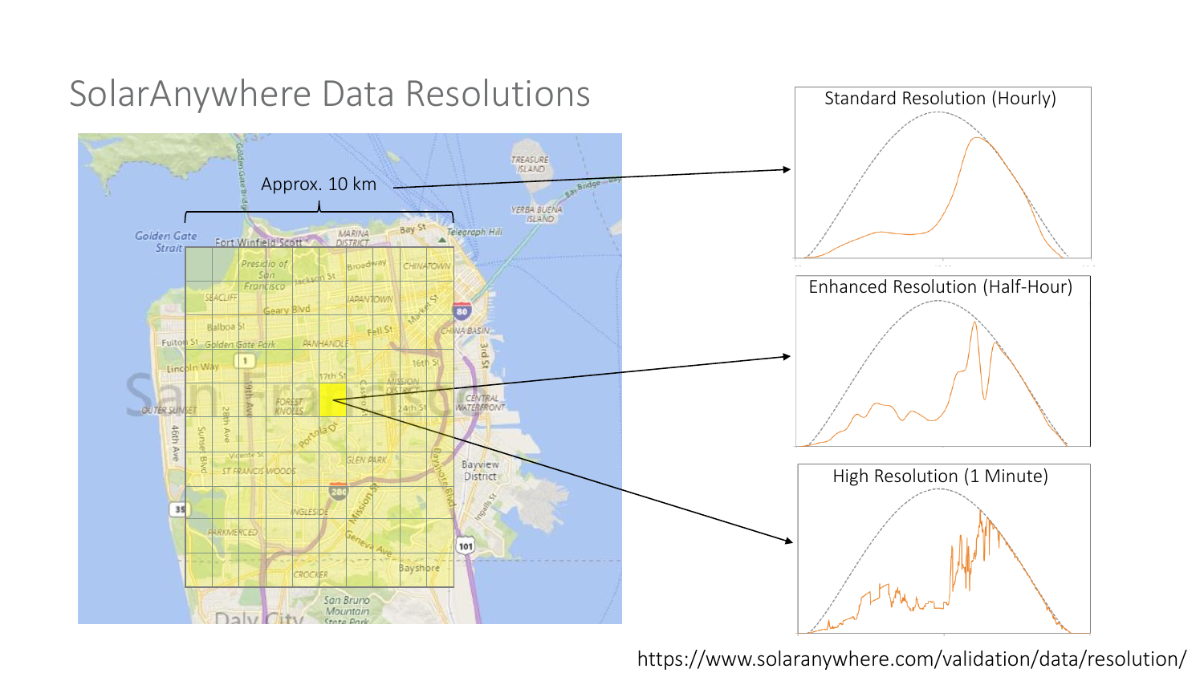# SolarAnywhere Data Resolutions

Approx. 10 km

Standard Resolution (Hourly)

Enhanced Resolution (Half-Hour)

High Resolution (1 Minute)

https://www.solaranywhere.com/validation/data/resolution/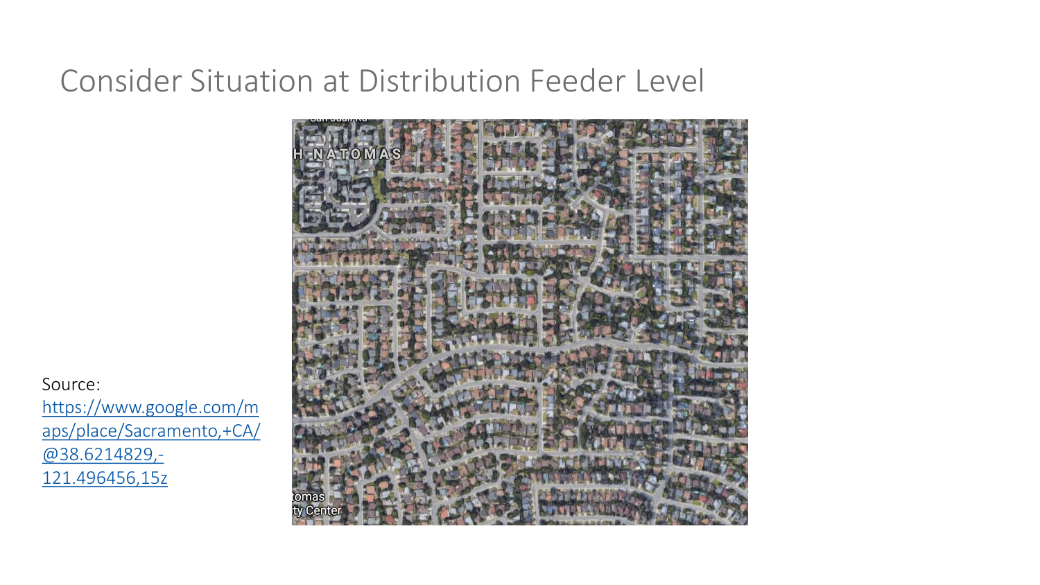# Consider Situation at Distribution Feeder Level

Source: https://www.google.com/maps/place/Sacramento,+CA/@38.6214829,-121.496456,15z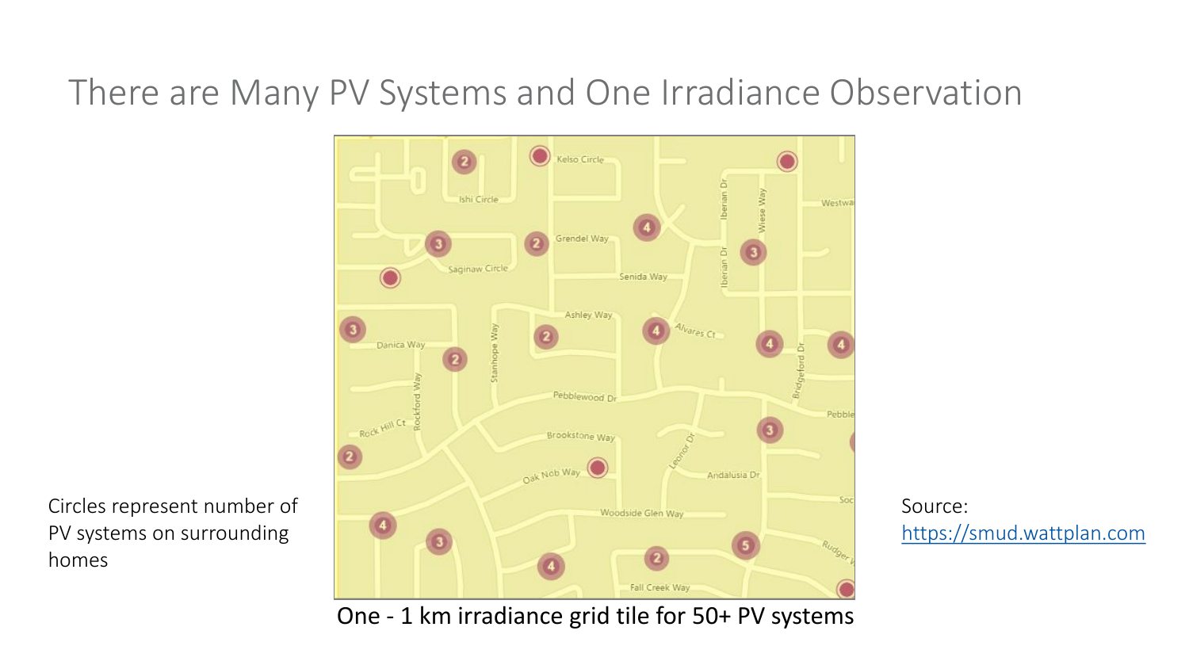# There are Many PV Systems and One Irradiance Observation

Circles represent number of PV systems on surrounding homes

One - 1 km irradiance grid tile for 50+ PV systems

Source: https://smud.wattplan.com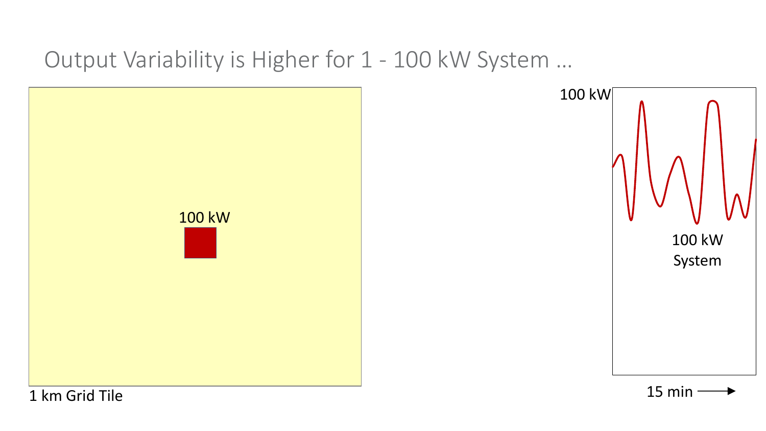# Output Variability is Higher for 1 - 100 kW System …

100 kW

1 km Grid Tile

100 kW

100 kW System

15 min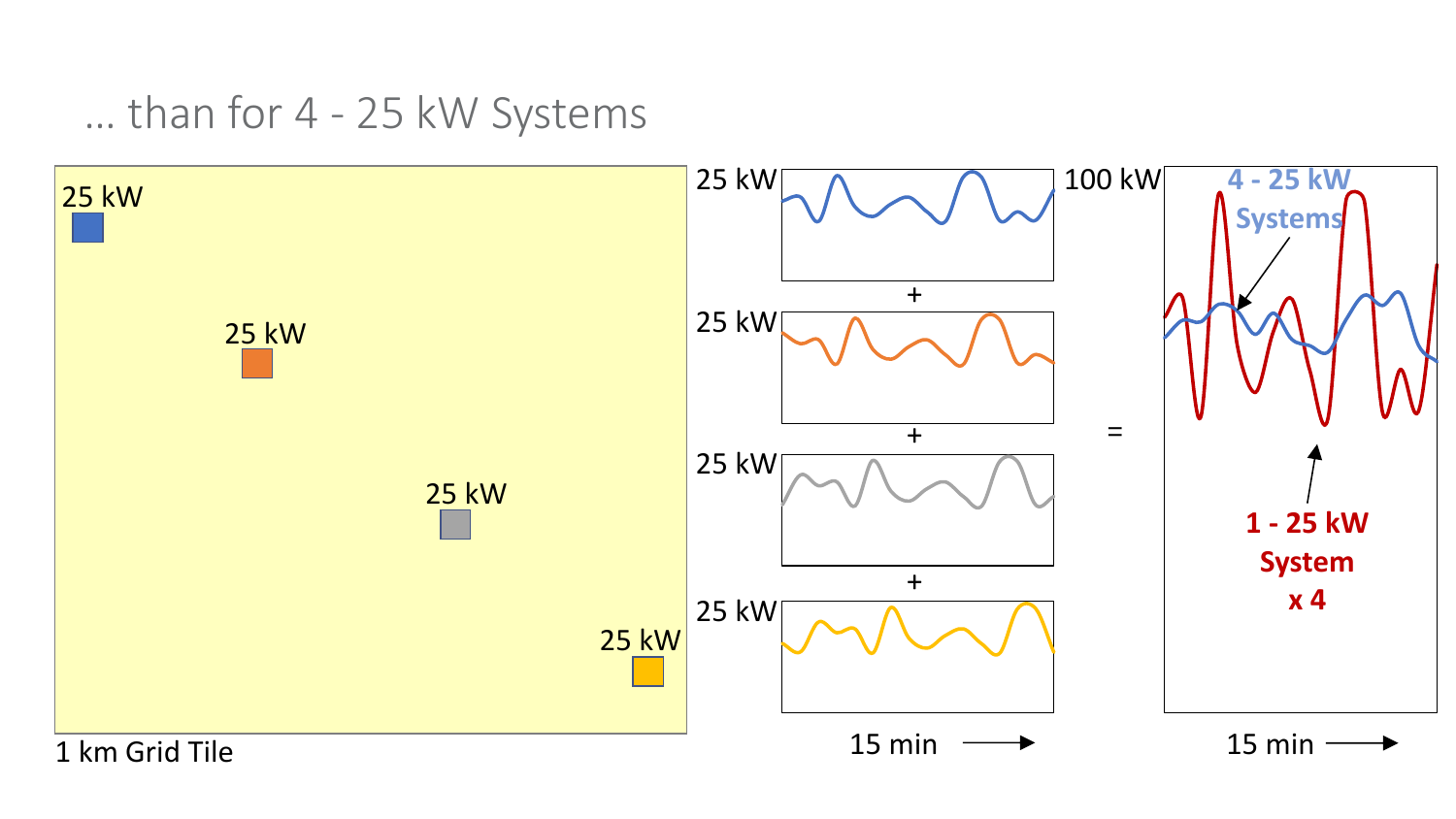# … than for 4 - 25 kW Systems

25 kW

25 kW

25 kW

25 kW

1 km Grid Tile

25 kW
+
25 kW
+
25 kW
+
25 kW

15 min →

=

100 kW

4 - 25 kW Systems

1 - 25 kW System x 4

15 min →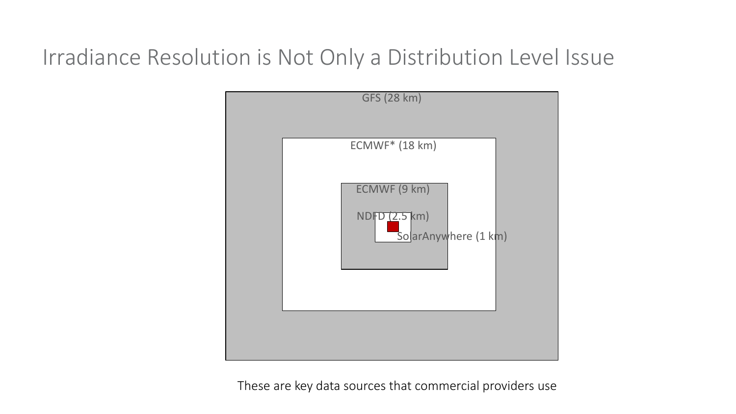# Irradiance Resolution is Not Only a Distribution Level Issue

GFS (28 km)

ECMWF* (18 km)

ECMWF (9 km)

NDFD (2.5 km)

SolarAnywhere (1 km)

These are key data sources that commercial providers use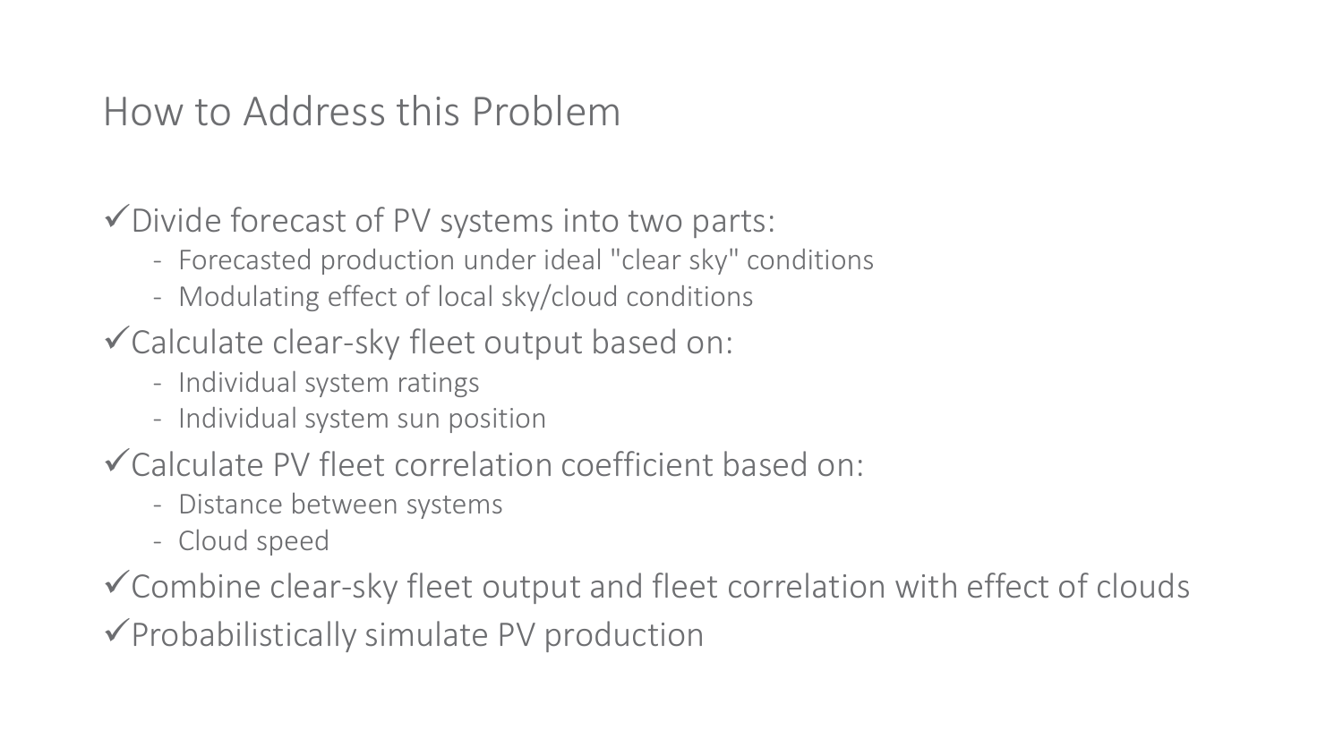# How to Address this Problem

- ✓Divide forecast of PV systems into two parts:
  - Forecasted production under ideal "clear sky" conditions
  - Modulating effect of local sky/cloud conditions
- ✓Calculate clear-sky fleet output based on:
  - Individual system ratings
  - Individual system sun position
- ✓Calculate PV fleet correlation coefficient based on:
  - Distance between systems
  - Cloud speed
- ✓Combine clear-sky fleet output and fleet correlation with effect of clouds
- ✓Probabilistically simulate PV production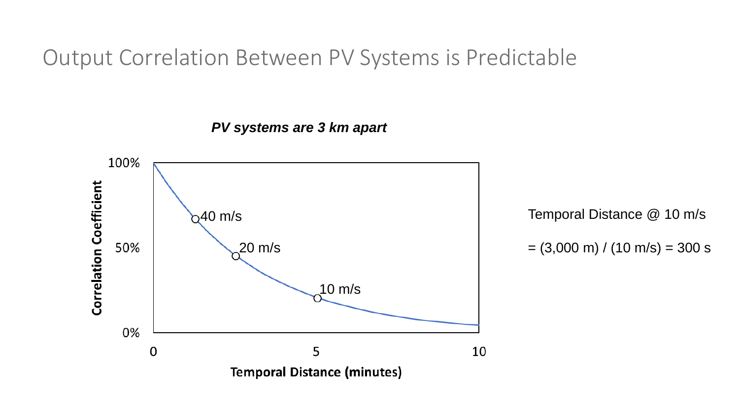# Output Correlation Between PV Systems is Predictable

***PV systems are 3 km apart***

Correlation Coefficient

100%

50%

0%

40 m/s

20 m/s

10 m/s

0 5 10

**Temporal Distance (minutes)**

Temporal Distance @ 10 m/s

= (3,000 m) / (10 m/s) = 300 s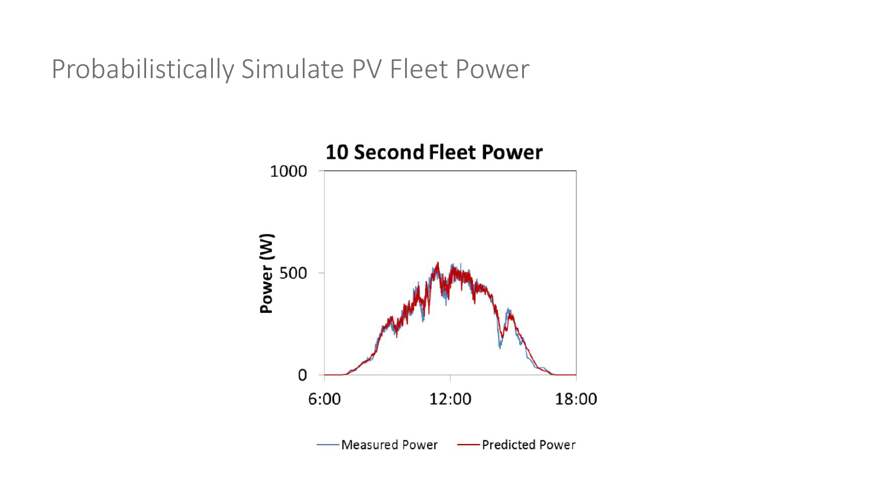# Probabilistically Simulate PV Fleet Power

**10 Second Fleet Power**

Power (W)

1000

500

0

6:00 12:00 18:00

Measured Power — Predicted Power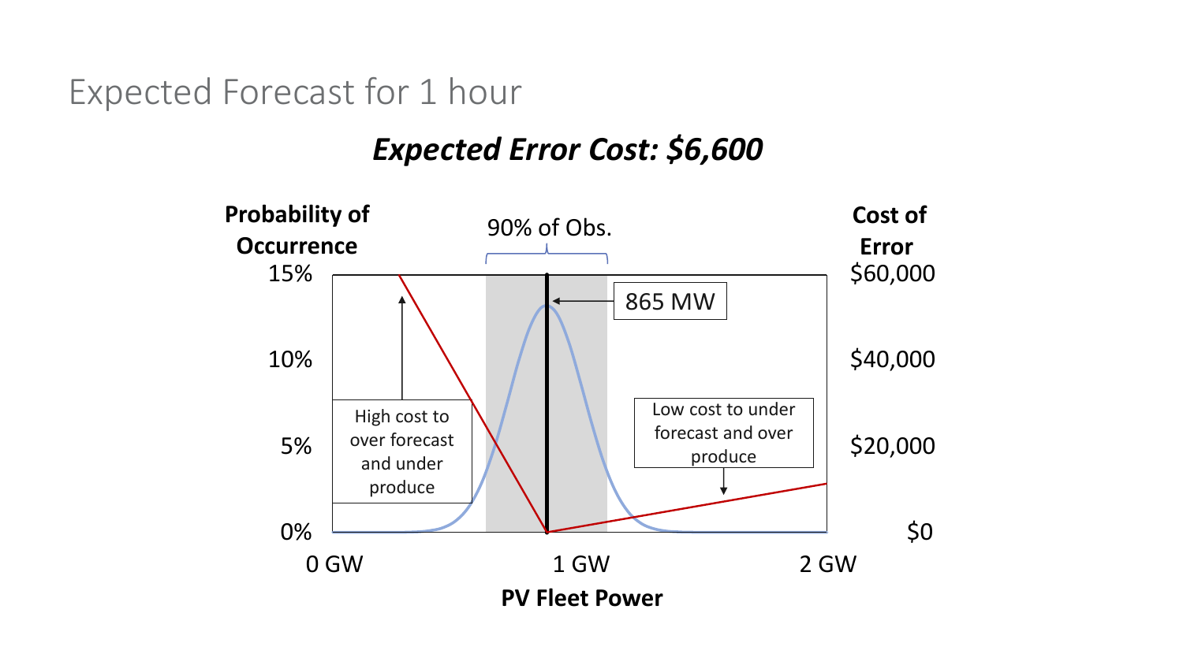# Expected Forecast for 1 hour

***Expected Error Cost: $6,600***

Probability of Occurrence

15%

10%

5%

0%

90% of Obs.

865 MW

High cost to over forecast and under produce

Low cost to under forecast and over produce

Cost of Error

$60,000

$40,000

$20,000

$0

0 GW

1 GW

2 GW

**PV Fleet Power**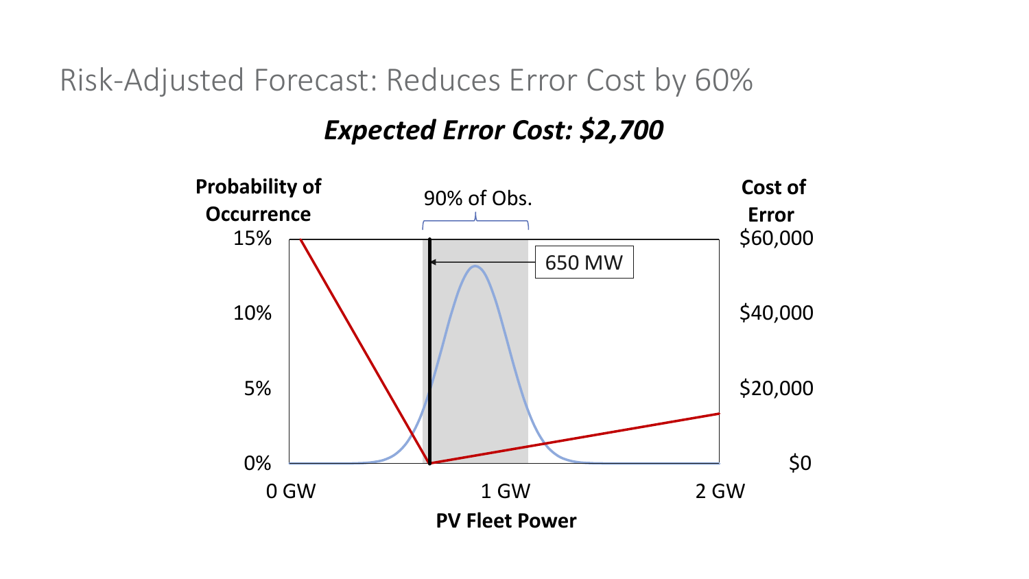# Risk-Adjusted Forecast: Reduces Error Cost by 60%

***Expected Error Cost: $2,700***

Probability of Occurrence

Cost of Error

90% of Obs.

650 MW

15%
10%
5%
0%

$60,000
$40,000
$20,000
$0

0 GW  1 GW  2 GW

**PV Fleet Power**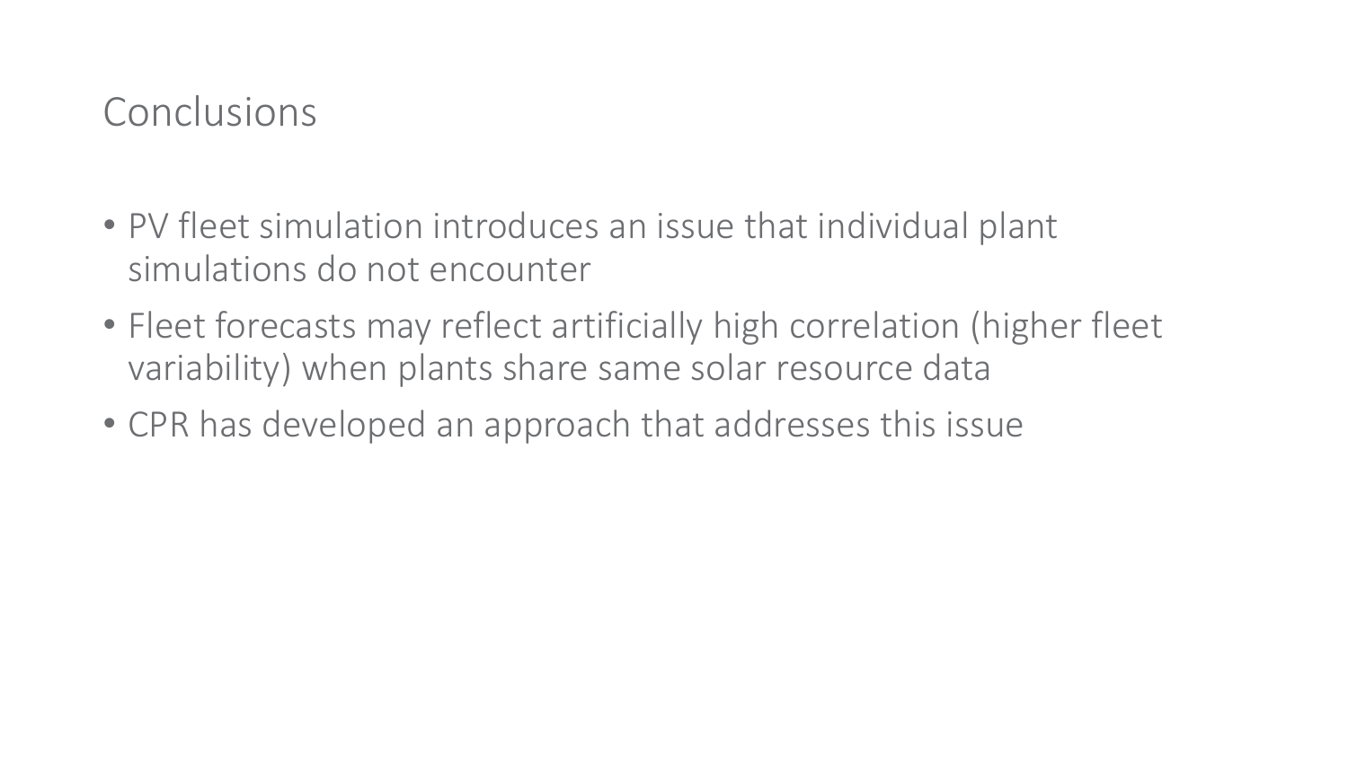# Conclusions

- PV fleet simulation introduces an issue that individual plant simulations do not encounter
- Fleet forecasts may reflect artificially high correlation (higher fleet variability) when plants share same solar resource data
- CPR has developed an approach that addresses this issue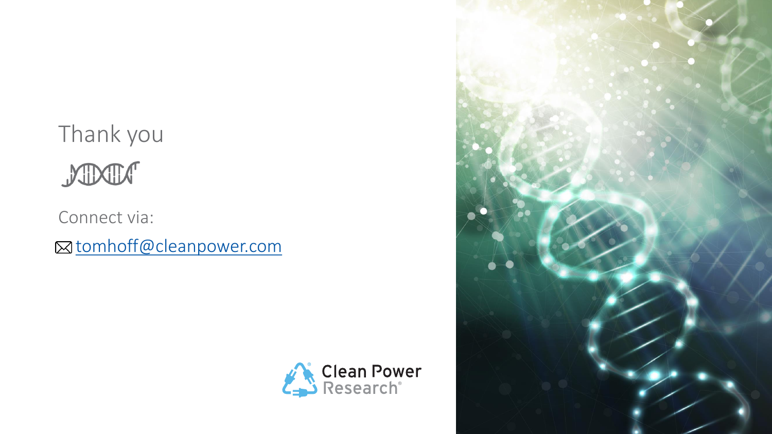Thank you

Connect via:

tomhoff@cleanpower.com

Clean Power Research®